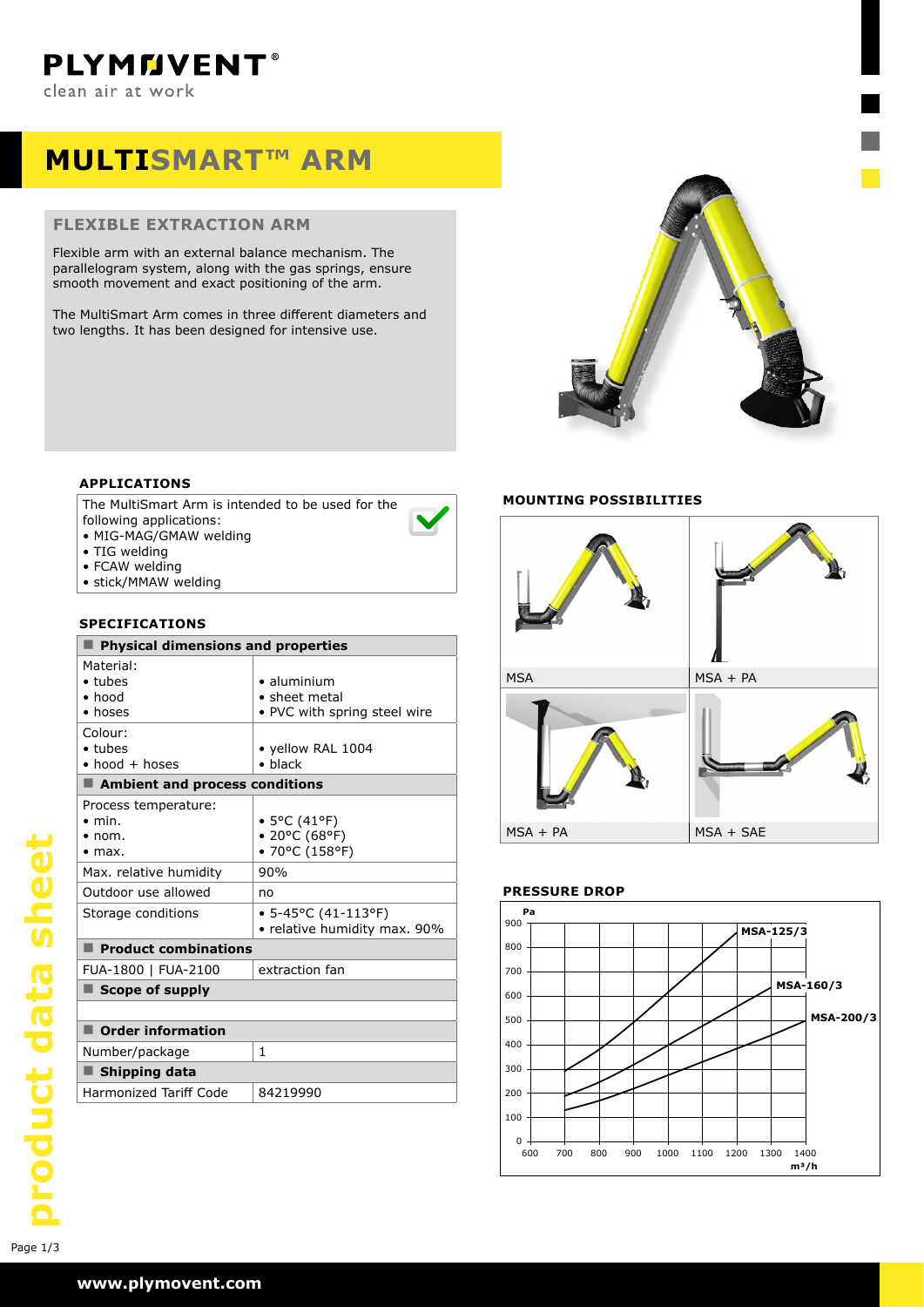# MULTISMART™ ARM

## FLEXIBLE EXTRACTION ARM

Flexible arm with an external balance mechanism. The parallelogram system, along with the gas springs, ensure smooth movement and exact positioning of the arm.

The MultiSmart Arm comes in three different diameters and two lengths. It has been designed for intensive use.

### APPLICATIONS

The MultiSmart Arm is intended to be used for the following applications:

- MIG-MAG/GMAW welding
- TIG welding
- FCAW welding
- stick/MMAW welding

### SPECIFICATIONS

| Physical dimensions and properties | |
|---|---|
| Material:<br>• tubes<br>• hood<br>• hoses | <br>• aluminium<br>• sheet metal<br>• PVC with spring steel wire |
| Colour:<br>• tubes<br>• hood + hoses | <br>• yellow RAL 1004<br>• black |
| **Ambient and process conditions** | |
| Process temperature:<br>• min.<br>• nom.<br>• max. | <br>• 5°C (41°F)<br>• 20°C (68°F)<br>• 70°C (158°F) |
| Max. relative humidity | 90% |
| Outdoor use allowed | no |
| Storage conditions | • 5-45°C (41-113°F)<br>• relative humidity max. 90% |
| **Product combinations** | |
| FUA-1800 \| FUA-2100 | extraction fan |
| **Scope of supply** | |
| | |
| **Order information** | |
| Number/package | 1 |
| **Shipping data** | |
| Harmonized Tariff Code | 84219990 |

### MOUNTING POSSIBILITIES

| MSA | MSA + PA |
|---|---|
| MSA + PA | MSA + SAE |

### PRESSURE DROP

Pa (y-axis: 0–900); m³/h (x-axis: 600–1400)

Curves: MSA-125/3, MSA-160/3, MSA-200/3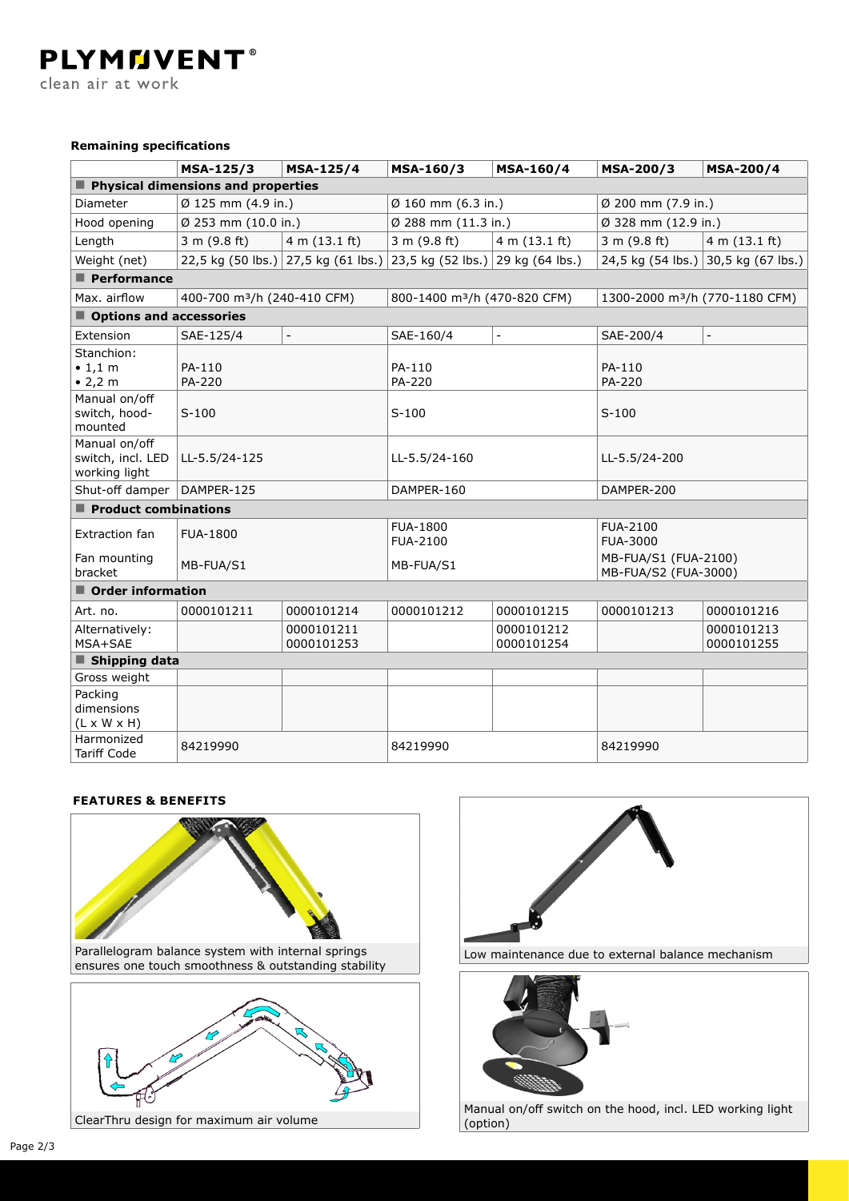### Remaining specifications

| | MSA-125/3 | MSA-125/4 | MSA-160/3 | MSA-160/4 | MSA-200/3 | MSA-200/4 |
|---|---|---|---|---|---|---|
| **Physical dimensions and properties** | | | | | | |
| Diameter | Ø 125 mm (4.9 in.) | | Ø 160 mm (6.3 in.) | | Ø 200 mm (7.9 in.) | |
| Hood opening | Ø 253 mm (10.0 in.) | | Ø 288 mm (11.3 in.) | | Ø 328 mm (12.9 in.) | |
| Length | 3 m (9.8 ft) | 4 m (13.1 ft) | 3 m (9.8 ft) | 4 m (13.1 ft) | 3 m (9.8 ft) | 4 m (13.1 ft) |
| Weight (net) | 22,5 kg (50 lbs.) | 27,5 kg (61 lbs.) | 23,5 kg (52 lbs.) | 29 kg (64 lbs.) | 24,5 kg (54 lbs.) | 30,5 kg (67 lbs.) |
| **Performance** | | | | | | |
| Max. airflow | 400-700 m³/h (240-410 CFM) | | 800-1400 m³/h (470-820 CFM) | | 1300-2000 m³/h (770-1180 CFM) | |
| **Options and accessories** | | | | | | |
| Extension | SAE-125/4 | - | SAE-160/4 | - | SAE-200/4 | - |
| Stanchion: • 1,1 m • 2,2 m | PA-110 PA-220 | | PA-110 PA-220 | | PA-110 PA-220 | |
| Manual on/off switch, hood-mounted | S-100 | | S-100 | | S-100 | |
| Manual on/off switch, incl. LED working light | LL-5.5/24-125 | | LL-5.5/24-160 | | LL-5.5/24-200 | |
| Shut-off damper | DAMPER-125 | | DAMPER-160 | | DAMPER-200 | |
| **Product combinations** | | | | | | |
| Extraction fan | FUA-1800 | | FUA-1800 FUA-2100 | | FUA-2100 FUA-3000 | |
| Fan mounting bracket | MB-FUA/S1 | | MB-FUA/S1 | | MB-FUA/S1 (FUA-2100) MB-FUA/S2 (FUA-3000) | |
| **Order information** | | | | | | |
| Art. no. | 0000101211 | 0000101214 | 0000101212 | 0000101215 | 0000101213 | 0000101216 |
| Alternatively: MSA+SAE | | 0000101211 0000101253 | | 0000101212 0000101254 | | 0000101213 0000101255 |
| **Shipping data** | | | | | | |
| Gross weight | | | | | | |
| Packing dimensions (L x W x H) | | | | | | |
| Harmonized Tariff Code | 84219990 | | 84219990 | | 84219990 | |

### FEATURES & BENEFITS

Parallelogram balance system with internal springs ensures one touch smoothness & outstanding stability

ClearThru design for maximum air volume

Low maintenance due to external balance mechanism

Manual on/off switch on the hood, incl. LED working light (option)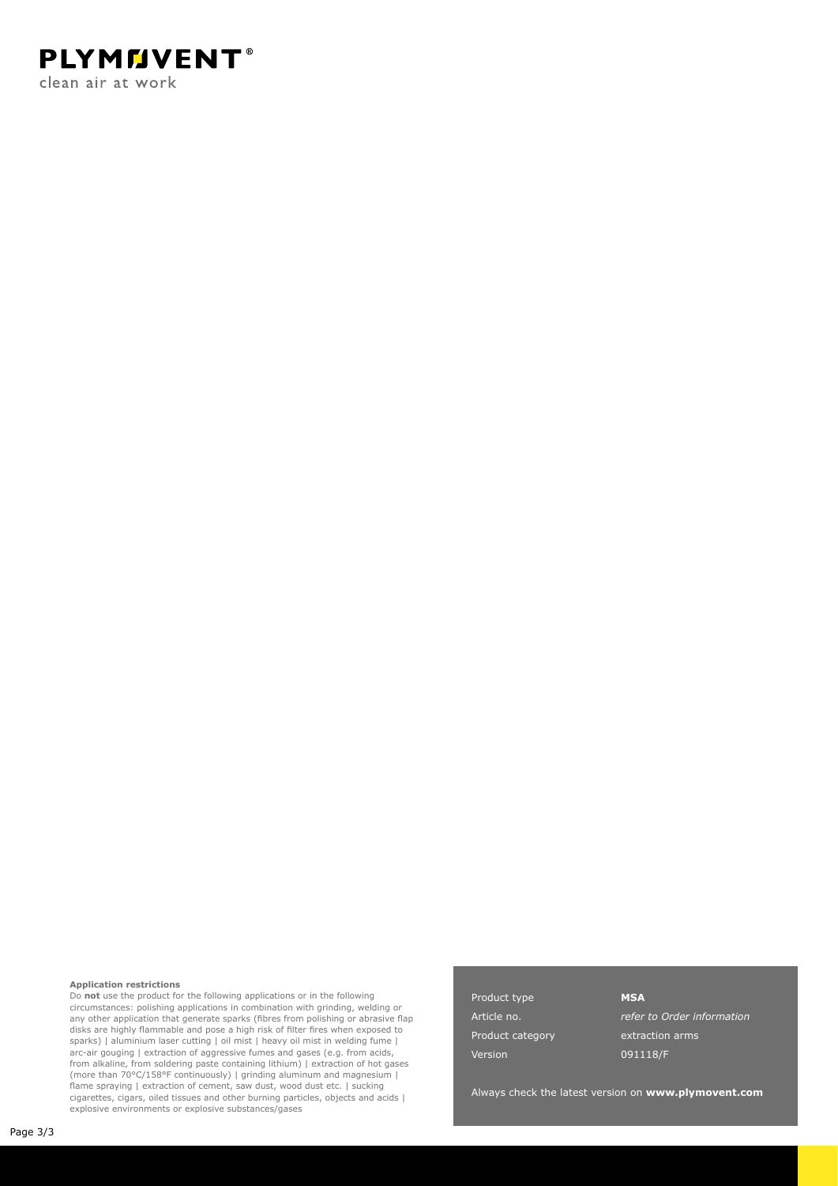**PLYMOVENT®**
clean air at work

**Application restrictions**
Do **not** use the product for the following applications or in the following circumstances: polishing applications in combination with grinding, welding or any other application that generate sparks (fibres from polishing or abrasive flap disks are highly flammable and pose a high risk of filter fires when exposed to sparks) | aluminium laser cutting | oil mist | heavy oil mist in welding fume | arc-air gouging | extraction of aggressive fumes and gases (e.g. from acids, from alkaline, from soldering paste containing lithium) | extraction of hot gases (more than 70°C/158°F continuously) | grinding aluminum and magnesium | flame spraying | extraction of cement, saw dust, wood dust etc. | sucking cigarettes, cigars, oiled tissues and other burning particles, objects and acids | explosive environments or explosive substances/gases

| | |
|---|---|
| Product type | **MSA** |
| Article no. | *refer to Order information* |
| Product category | extraction arms |
| Version | 091118/F |

Always check the latest version on **www.plymovent.com**